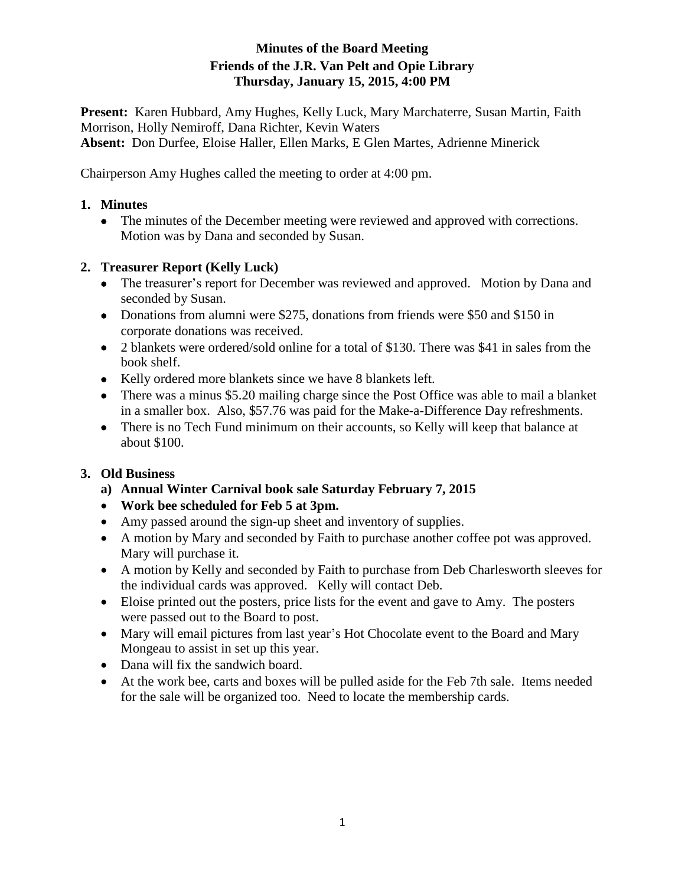# Minutes of the Board Meeting
## Friends of the J.R. Van Pelt and Opie Library
### Thursday, January 15, 2015, 4:00 PM

**Present:** Karen Hubbard, Amy Hughes, Kelly Luck, Mary Marchaterre, Susan Martin, Faith Morrison, Holly Nemiroff, Dana Richter, Kevin Waters
**Absent:** Don Durfee, Eloise Haller, Ellen Marks, E Glen Martes, Adrienne Minerick

Chairperson Amy Hughes called the meeting to order at 4:00 pm.

1. **Minutes**
   - The minutes of the December meeting were reviewed and approved with corrections. Motion was by Dana and seconded by Susan.

2. **Treasurer Report (Kelly Luck)**
   - The treasurer's report for December was reviewed and approved. Motion by Dana and seconded by Susan.
   - Donations from alumni were $275, donations from friends were $50 and $150 in corporate donations was received.
   - 2 blankets were ordered/sold online for a total of $130. There was $41 in sales from the book shelf.
   - Kelly ordered more blankets since we have 8 blankets left.
   - There was a minus $5.20 mailing charge since the Post Office was able to mail a blanket in a smaller box. Also, $57.76 was paid for the Make-a-Difference Day refreshments.
   - There is no Tech Fund minimum on their accounts, so Kelly will keep that balance at about $100.

3. **Old Business**
   a) **Annual Winter Carnival book sale Saturday February 7, 2015**
   - **Work bee scheduled for Feb 5 at 3pm.**
   - Amy passed around the sign-up sheet and inventory of supplies.
   - A motion by Mary and seconded by Faith to purchase another coffee pot was approved. Mary will purchase it.
   - A motion by Kelly and seconded by Faith to purchase from Deb Charlesworth sleeves for the individual cards was approved. Kelly will contact Deb.
   - Eloise printed out the posters, price lists for the event and gave to Amy. The posters were passed out to the Board to post.
   - Mary will email pictures from last year's Hot Chocolate event to the Board and Mary Mongeau to assist in set up this year.
   - Dana will fix the sandwich board.
   - At the work bee, carts and boxes will be pulled aside for the Feb 7th sale. Items needed for the sale will be organized too. Need to locate the membership cards.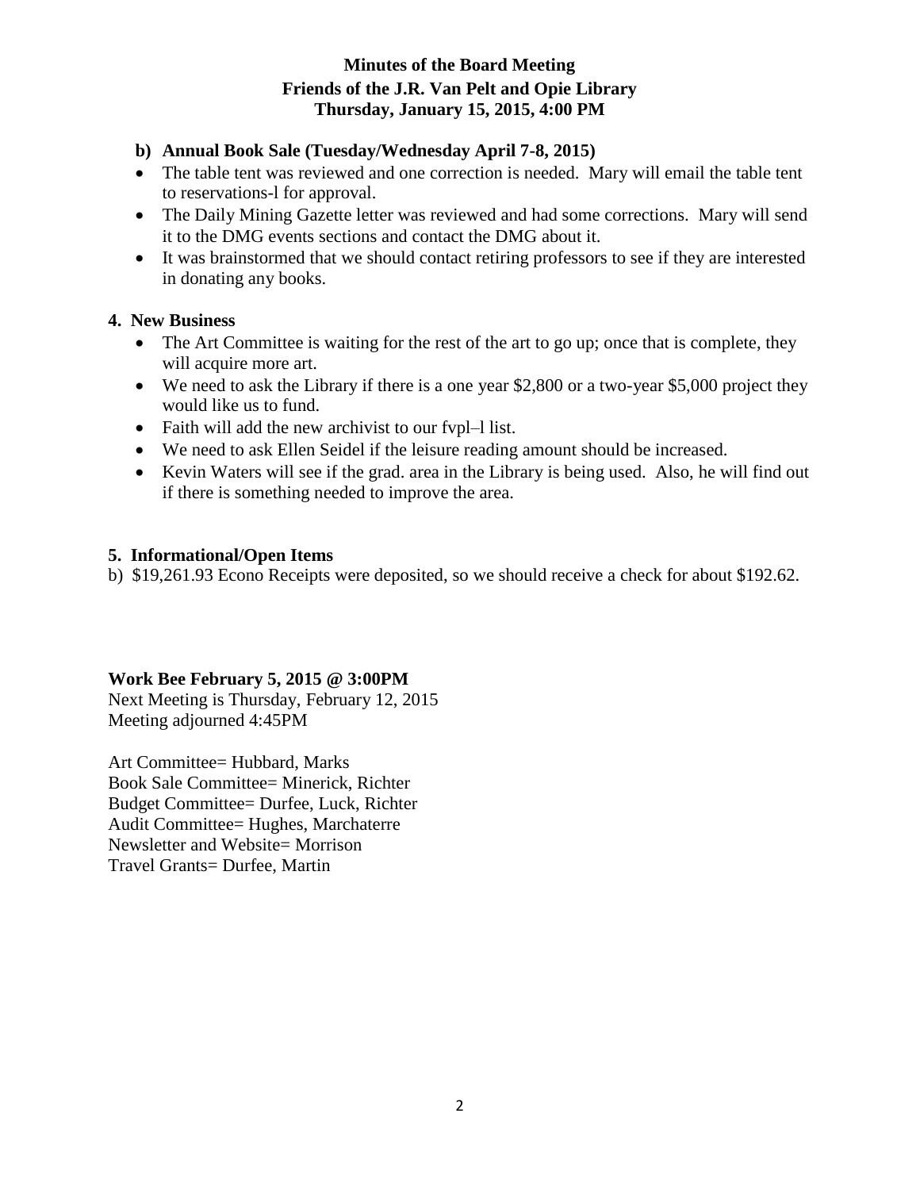**Minutes of the Board Meeting**
**Friends of the J.R. Van Pelt and Opie Library**
**Thursday, January 15, 2015, 4:00 PM**

**b) Annual Book Sale (Tuesday/Wednesday April 7-8, 2015)**

- The table tent was reviewed and one correction is needed. Mary will email the table tent to reservations-l for approval.
- The Daily Mining Gazette letter was reviewed and had some corrections. Mary will send it to the DMG events sections and contact the DMG about it.
- It was brainstormed that we should contact retiring professors to see if they are interested in donating any books.

**4. New Business**

- The Art Committee is waiting for the rest of the art to go up; once that is complete, they will acquire more art.
- We need to ask the Library if there is a one year $2,800 or a two-year $5,000 project they would like us to fund.
- Faith will add the new archivist to our fvpl–l list.
- We need to ask Ellen Seidel if the leisure reading amount should be increased.
- Kevin Waters will see if the grad. area in the Library is being used. Also, he will find out if there is something needed to improve the area.

**5. Informational/Open Items**

b) $19,261.93 Econo Receipts were deposited, so we should receive a check for about $192.62.

**Work Bee February 5, 2015 @ 3:00PM**
Next Meeting is Thursday, February 12, 2015
Meeting adjourned 4:45PM

Art Committee= Hubbard, Marks
Book Sale Committee= Minerick, Richter
Budget Committee= Durfee, Luck, Richter
Audit Committee= Hughes, Marchaterre
Newsletter and Website= Morrison
Travel Grants= Durfee, Martin